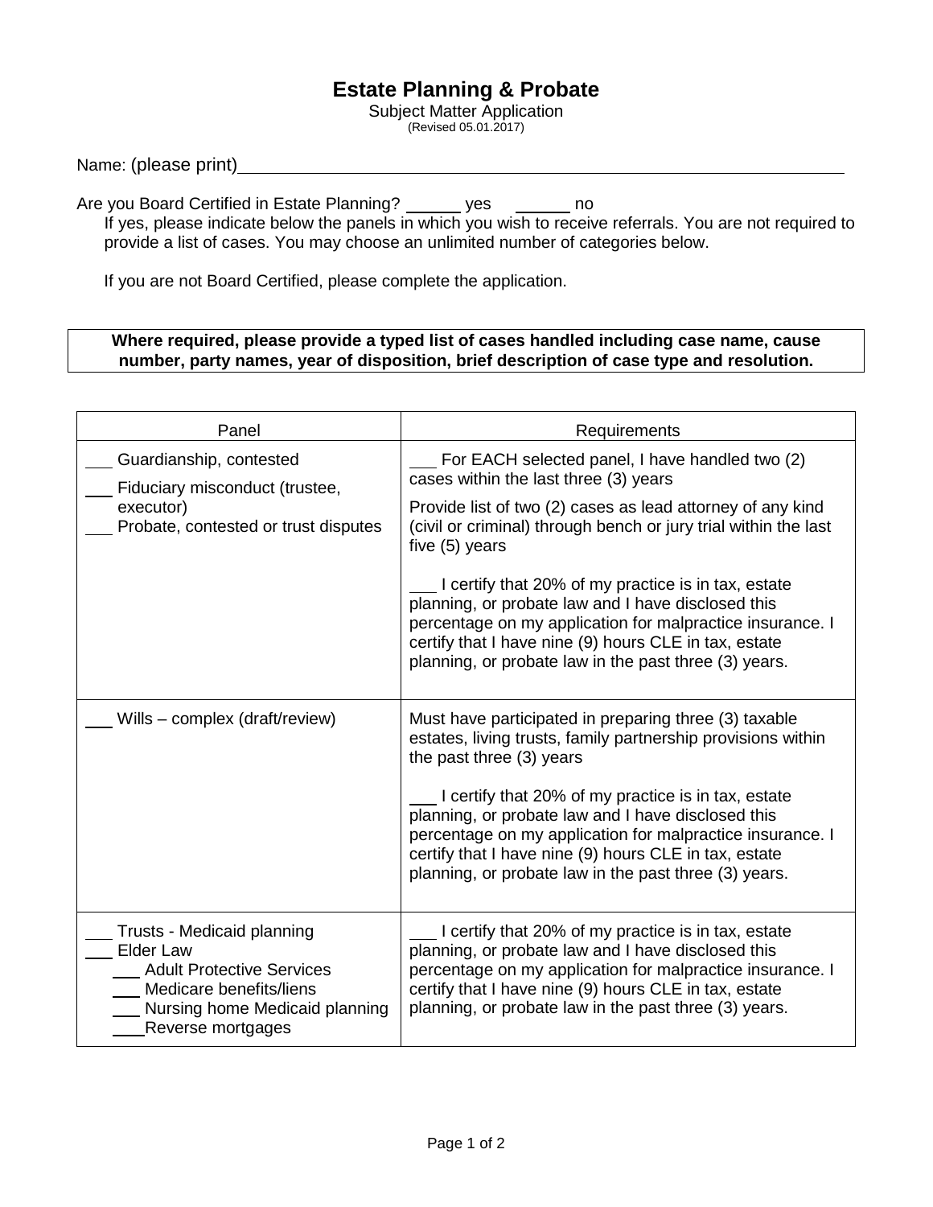# Estate Planning & Probate

Subject Matter Application
(Revised 05.01.2017)

Name: (please print)\_\_\_\_\_\_\_\_\_\_\_\_\_\_\_\_\_\_\_\_\_\_\_\_\_\_\_\_\_\_\_\_\_\_\_\_\_\_\_\_\_\_\_\_\_\_\_\_\_\_\_\_

Are you Board Certified in Estate Planning? \_\_\_\_\_\_ yes \_\_\_\_\_\_ no

If yes, please indicate below the panels in which you wish to receive referrals. You are not required to provide a list of cases. You may choose an unlimited number of categories below.

If you are not Board Certified, please complete the application.

**Where required, please provide a typed list of cases handled including case name, cause number, party names, year of disposition, brief description of case type and resolution.**

| Panel | Requirements |
|---|---|
| \_\_\_ Guardianship, contested<br>\_\_\_ Fiduciary misconduct (trustee, executor)<br>\_\_\_ Probate, contested or trust disputes | \_\_\_ For EACH selected panel, I have handled two (2) cases within the last three (3) years<br><br>Provide list of two (2) cases as lead attorney of any kind (civil or criminal) through bench or jury trial within the last five (5) years<br><br>\_\_\_ I certify that 20% of my practice is in tax, estate planning, or probate law and I have disclosed this percentage on my application for malpractice insurance. I certify that I have nine (9) hours CLE in tax, estate planning, or probate law in the past three (3) years. |
| \_\_\_ Wills – complex (draft/review) | Must have participated in preparing three (3) taxable estates, living trusts, family partnership provisions within the past three (3) years<br><br>\_\_\_ I certify that 20% of my practice is in tax, estate planning, or probate law and I have disclosed this percentage on my application for malpractice insurance. I certify that I have nine (9) hours CLE in tax, estate planning, or probate law in the past three (3) years. |
| \_\_\_ Trusts - Medicaid planning<br>\_\_\_ Elder Law<br>\_\_\_ Adult Protective Services<br>\_\_\_ Medicare benefits/liens<br>\_\_\_ Nursing home Medicaid planning<br>\_\_\_ Reverse mortgages | \_\_\_ I certify that 20% of my practice is in tax, estate planning, or probate law and I have disclosed this percentage on my application for malpractice insurance. I certify that I have nine (9) hours CLE in tax, estate planning, or probate law in the past three (3) years. |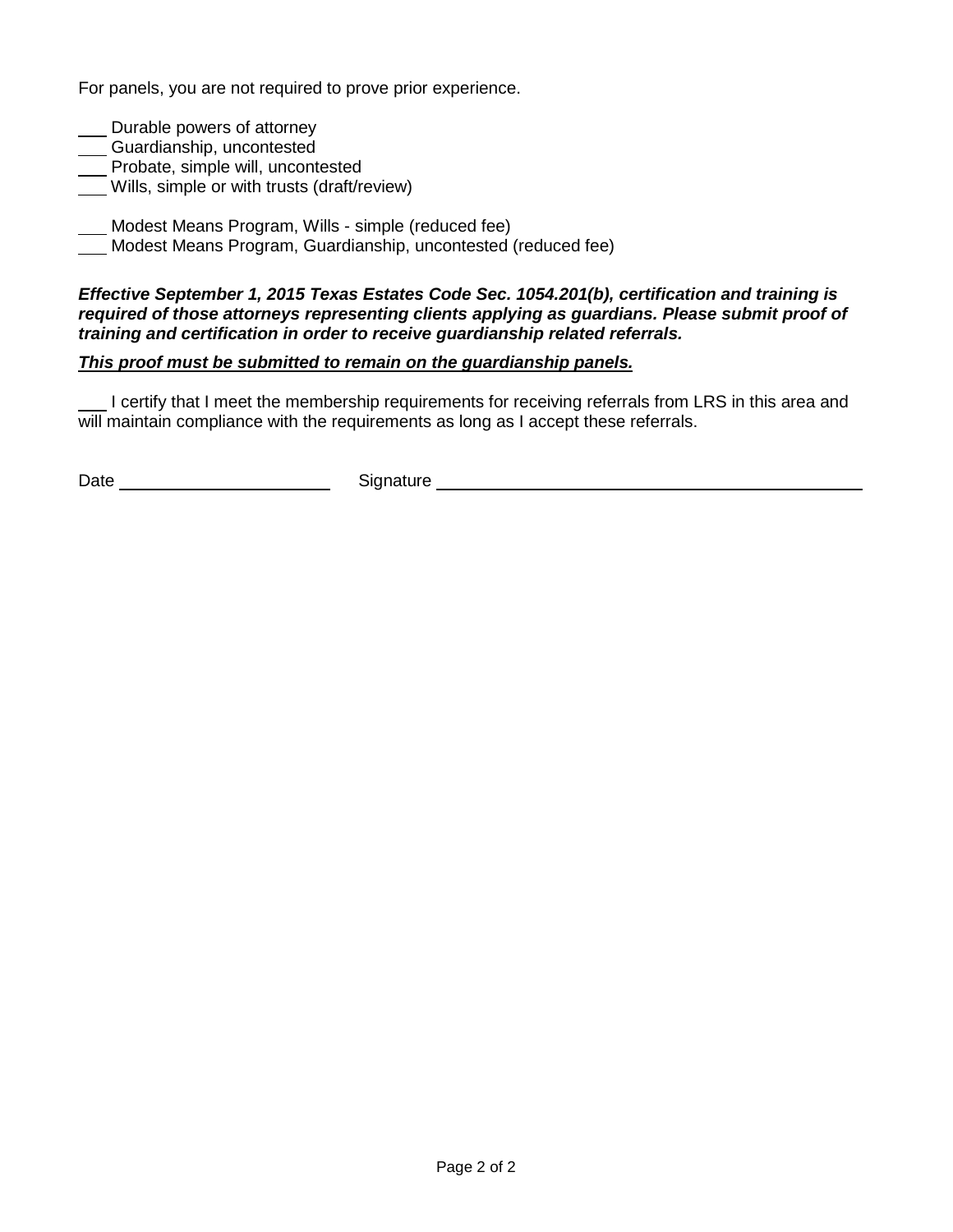For panels, you are not required to prove prior experience.

___ Durable powers of attorney
___ Guardianship, uncontested
___ Probate, simple will, uncontested
___ Wills, simple or with trusts (draft/review)

___ Modest Means Program, Wills - simple (reduced fee)
___ Modest Means Program, Guardianship, uncontested (reduced fee)

***Effective September 1, 2015 Texas Estates Code Sec. 1054.201(b), certification and training is required of those attorneys representing clients applying as guardians. Please submit proof of training and certification in order to receive guardianship related referrals.***

***<u>This proof must be submitted to remain on the guardianship panels.</u>***

___ I certify that I meet the membership requirements for receiving referrals from LRS in this area and will maintain compliance with the requirements as long as I accept these referrals.

Date ______________________ Signature ____________________________________________